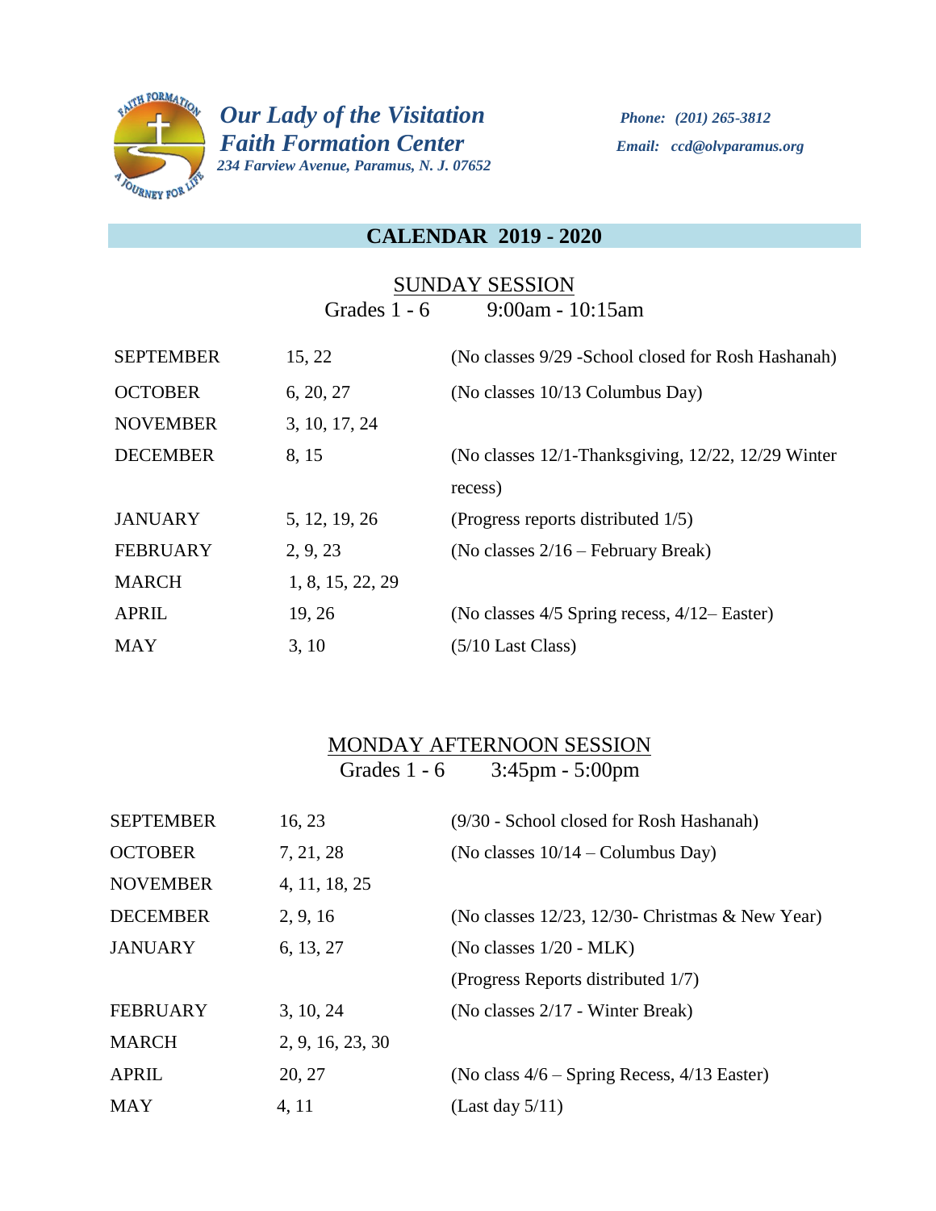***Our Lady of the Visitation***
***Faith Formation Center***
***234 Farview Avenue, Paramus, N. J. 07652***

***Phone: (201) 265-3812***
***Email: ccd@olvparamus.org***

## CALENDAR 2019 - 2020

### SUNDAY SESSION

Grades 1 - 6 9:00am - 10:15am

| | | |
|---|---|---|
| SEPTEMBER | 15, 22 | (No classes 9/29 -School closed for Rosh Hashanah) |
| OCTOBER | 6, 20, 27 | (No classes 10/13 Columbus Day) |
| NOVEMBER | 3, 10, 17, 24 | |
| DECEMBER | 8, 15 | (No classes 12/1-Thanksgiving, 12/22, 12/29 Winter recess) |
| JANUARY | 5, 12, 19, 26 | (Progress reports distributed 1/5) |
| FEBRUARY | 2, 9, 23 | (No classes 2/16 – February Break) |
| MARCH | 1, 8, 15, 22, 29 | |
| APRIL | 19, 26 | (No classes 4/5 Spring recess, 4/12– Easter) |
| MAY | 3, 10 | (5/10 Last Class) |

### MONDAY AFTERNOON SESSION

Grades 1 - 6 3:45pm - 5:00pm

| | | |
|---|---|---|
| SEPTEMBER | 16, 23 | (9/30 - School closed for Rosh Hashanah) |
| OCTOBER | 7, 21, 28 | (No classes 10/14 – Columbus Day) |
| NOVEMBER | 4, 11, 18, 25 | |
| DECEMBER | 2, 9, 16 | (No classes 12/23, 12/30- Christmas & New Year) |
| JANUARY | 6, 13, 27 | (No classes 1/20 - MLK) (Progress Reports distributed 1/7) |
| FEBRUARY | 3, 10, 24 | (No classes 2/17 - Winter Break) |
| MARCH | 2, 9, 16, 23, 30 | |
| APRIL | 20, 27 | (No class 4/6 – Spring Recess, 4/13 Easter) |
| MAY | 4, 11 | (Last day 5/11) |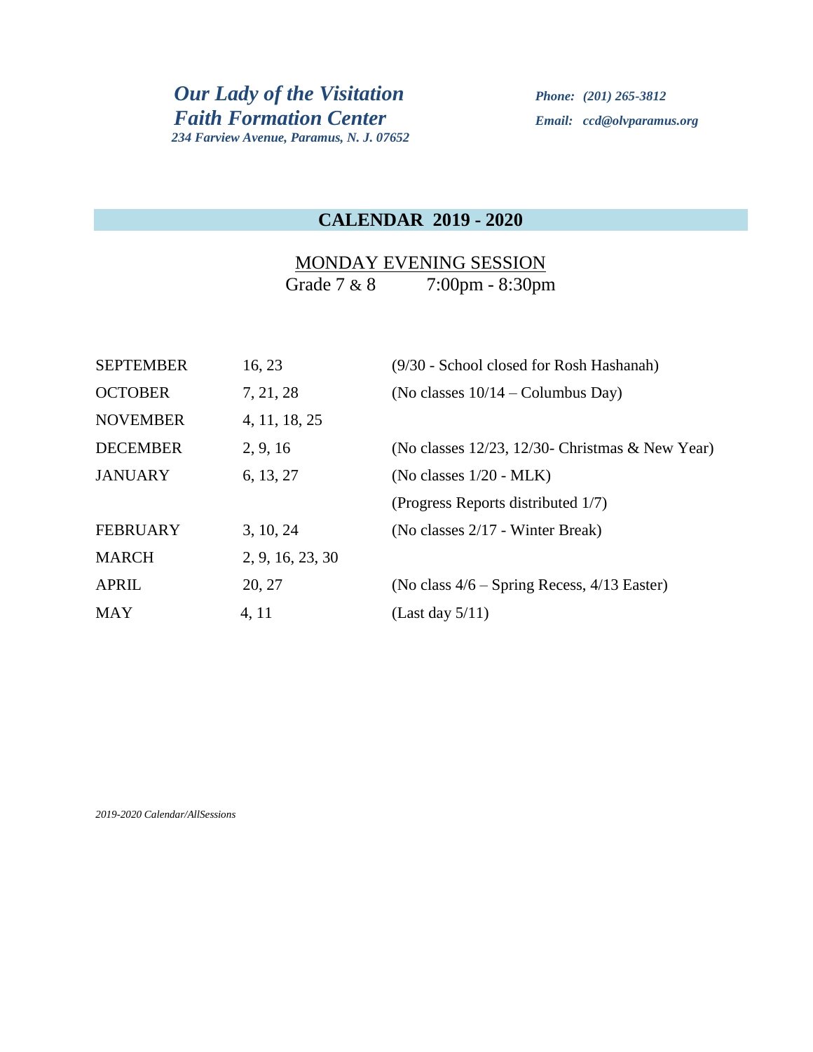***Our Lady of the Visitation***
***Faith Formation Center***
***234 Farview Avenue, Paramus, N. J. 07652***

***Phone: (201) 265-3812***
***Email: ccd@olvparamus.org***

## CALENDAR 2019 - 2020

MONDAY EVENING SESSION
Grade 7 & 8 7:00pm - 8:30pm

| | | |
|---|---|---|
| SEPTEMBER | 16, 23 | (9/30 - School closed for Rosh Hashanah) |
| OCTOBER | 7, 21, 28 | (No classes 10/14 – Columbus Day) |
| NOVEMBER | 4, 11, 18, 25 | |
| DECEMBER | 2, 9, 16 | (No classes 12/23, 12/30- Christmas & New Year) |
| JANUARY | 6, 13, 27 | (No classes 1/20 - MLK) |
| | | (Progress Reports distributed 1/7) |
| FEBRUARY | 3, 10, 24 | (No classes 2/17 - Winter Break) |
| MARCH | 2, 9, 16, 23, 30 | |
| APRIL | 20, 27 | (No class 4/6 – Spring Recess, 4/13 Easter) |
| MAY | 4, 11 | (Last day 5/11) |

*2019-2020 Calendar/AllSessions*